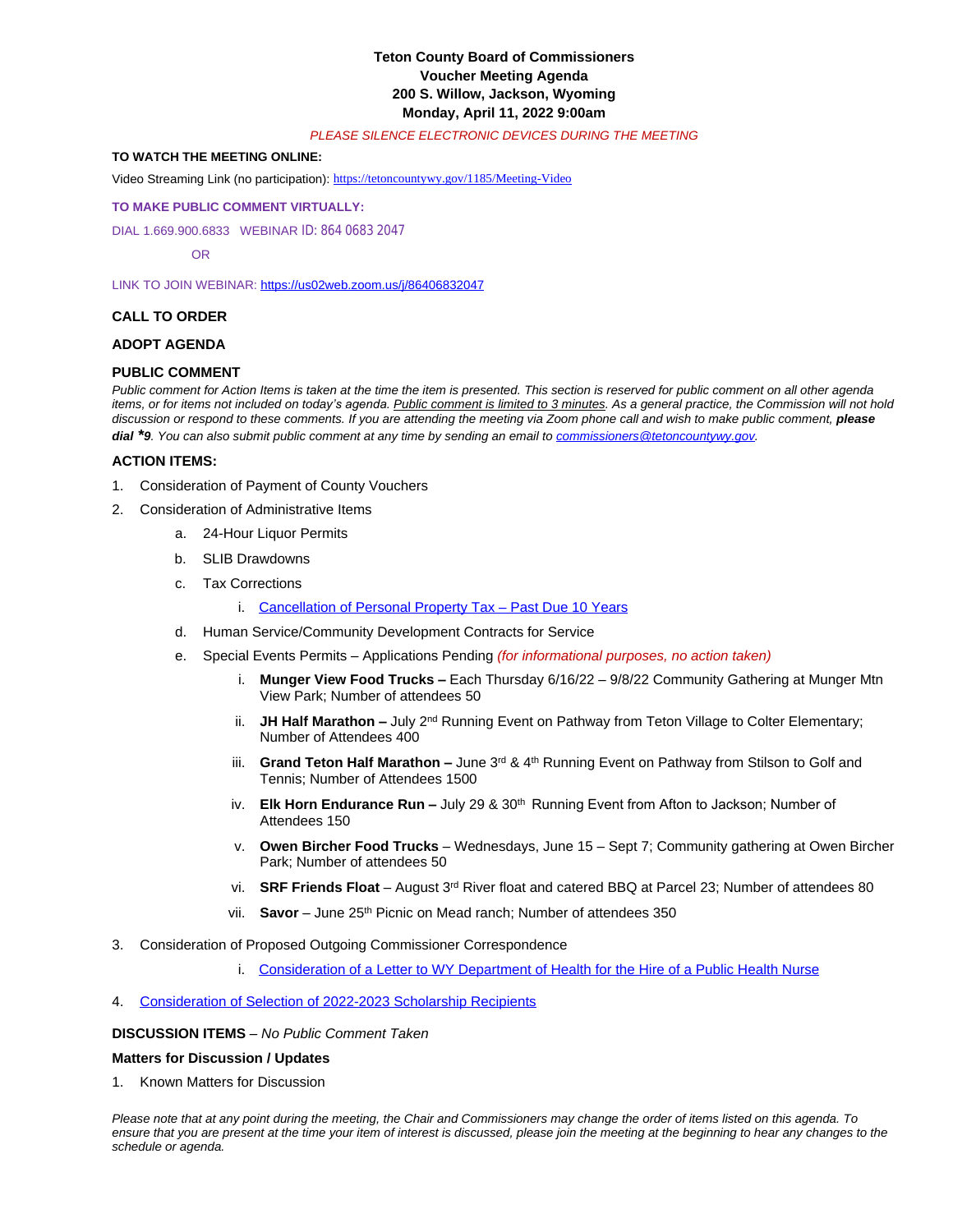# Teton County Board of Commissioners
## Voucher Meeting Agenda
### 200 S. Willow, Jackson, Wyoming
### Monday, April 11, 2022 9:00am

*PLEASE SILENCE ELECTRONIC DEVICES DURING THE MEETING*

**TO WATCH THE MEETING ONLINE:**

Video Streaming Link (no participation): https://tetoncountywy.gov/1185/Meeting-Video

**TO MAKE PUBLIC COMMENT VIRTUALLY:**

DIAL 1.669.900.6833 WEBINAR ID: 864 0683 2047

OR

LINK TO JOIN WEBINAR: https://us02web.zoom.us/j/86406832047

**CALL TO ORDER**

**ADOPT AGENDA**

**PUBLIC COMMENT**

*Public comment for Action Items is taken at the time the item is presented. This section is reserved for public comment on all other agenda items, or for items not included on today's agenda. Public comment is limited to 3 minutes. As a general practice, the Commission will not hold discussion or respond to these comments. If you are attending the meeting via Zoom phone call and wish to make public comment,* ***please dial *9****. You can also submit public comment at any time by sending an email to commissioners@tetoncountywy.gov.*

**ACTION ITEMS:**

1. Consideration of Payment of County Vouchers
2. Consideration of Administrative Items
   a. 24-Hour Liquor Permits
   b. SLIB Drawdowns
   c. Tax Corrections
      i. Cancellation of Personal Property Tax – Past Due 10 Years
   d. Human Service/Community Development Contracts for Service
   e. Special Events Permits – Applications Pending *(for informational purposes, no action taken)*
      i. **Munger View Food Trucks –** Each Thursday 6/16/22 – 9/8/22 Community Gathering at Munger Mtn View Park; Number of attendees 50
      ii. **JH Half Marathon –** July 2nd Running Event on Pathway from Teton Village to Colter Elementary; Number of Attendees 400
      iii. **Grand Teton Half Marathon –** June 3rd & 4th Running Event on Pathway from Stilson to Golf and Tennis; Number of Attendees 1500
      iv. **Elk Horn Endurance Run –** July 29 & 30th Running Event from Afton to Jackson; Number of Attendees 150
      v. **Owen Bircher Food Trucks** – Wednesdays, June 15 – Sept 7; Community gathering at Owen Bircher Park; Number of attendees 50
      vi. **SRF Friends Float** – August 3rd River float and catered BBQ at Parcel 23; Number of attendees 80
      vii. **Savor** – June 25th Picnic on Mead ranch; Number of attendees 350
3. Consideration of Proposed Outgoing Commissioner Correspondence
      i. Consideration of a Letter to WY Department of Health for the Hire of a Public Health Nurse
4. Consideration of Selection of 2022-2023 Scholarship Recipients

**DISCUSSION ITEMS** – *No Public Comment Taken*

**Matters for Discussion / Updates**

1. Known Matters for Discussion

*Please note that at any point during the meeting, the Chair and Commissioners may change the order of items listed on this agenda. To ensure that you are present at the time your item of interest is discussed, please join the meeting at the beginning to hear any changes to the schedule or agenda.*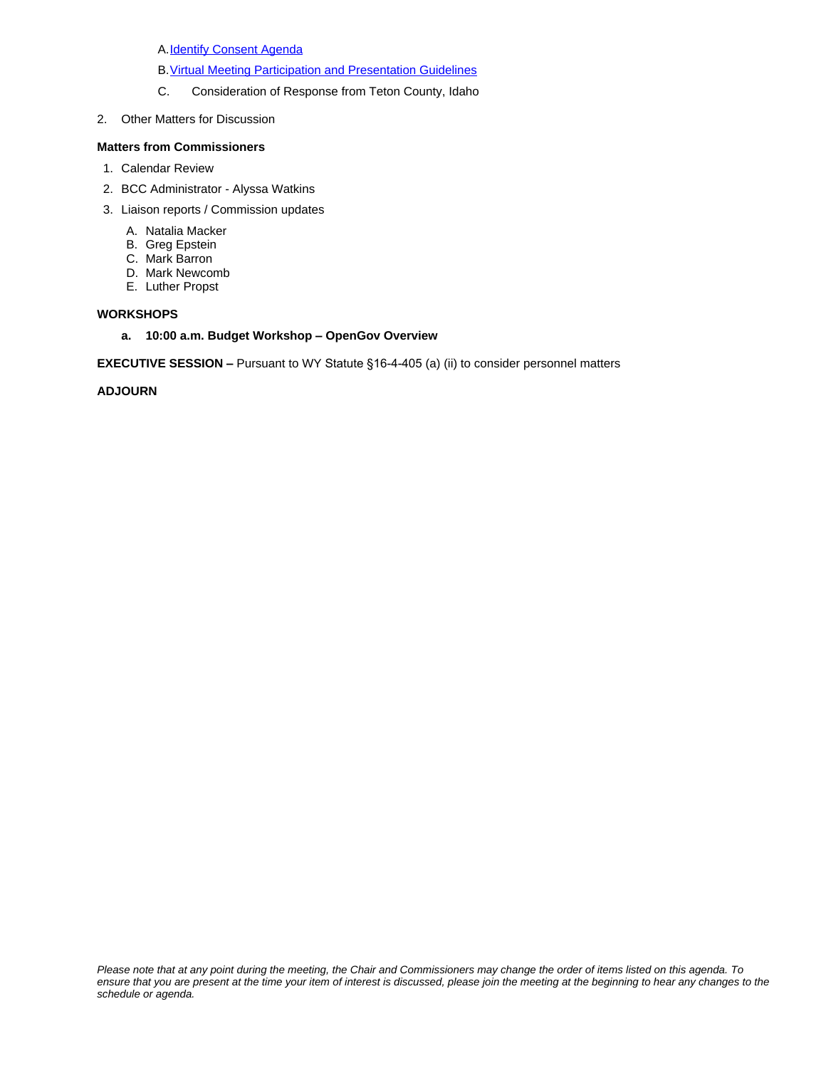A. Identify Consent Agenda

B. Virtual Meeting Participation and Presentation Guidelines

C. Consideration of Response from Teton County, Idaho

2. Other Matters for Discussion

**Matters from Commissioners**

1. Calendar Review
2. BCC Administrator - Alyssa Watkins
3. Liaison reports / Commission updates
   - A. Natalia Macker
   - B. Greg Epstein
   - C. Mark Barron
   - D. Mark Newcomb
   - E. Luther Propst

**WORKSHOPS**

**a. 10:00 a.m. Budget Workshop – OpenGov Overview**

**EXECUTIVE SESSION –** Pursuant to WY Statute §16-4-405 (a) (ii) to consider personnel matters

**ADJOURN**

*Please note that at any point during the meeting, the Chair and Commissioners may change the order of items listed on this agenda. To ensure that you are present at the time your item of interest is discussed, please join the meeting at the beginning to hear any changes to the schedule or agenda.*